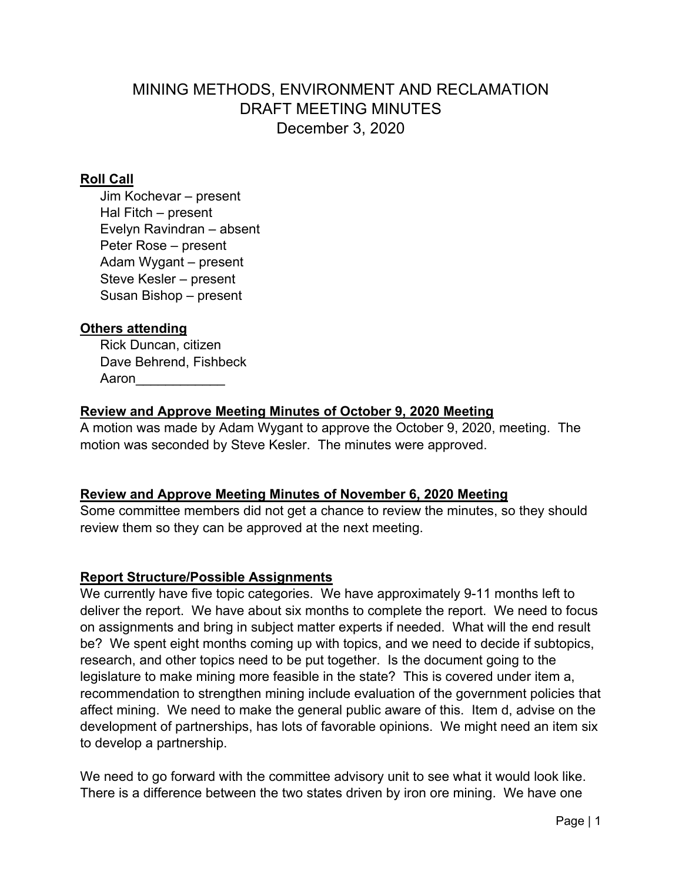# MINING METHODS, ENVIRONMENT AND RECLAMATION
# DRAFT MEETING MINUTES
# December 3, 2020

**Roll Call**

Jim Kochevar – present
Hal Fitch – present
Evelyn Ravindran – absent
Peter Rose – present
Adam Wygant – present
Steve Kesler – present
Susan Bishop – present

**Others attending**

Rick Duncan, citizen
Dave Behrend, Fishbeck
Aaron____________

**Review and Approve Meeting Minutes of October 9, 2020 Meeting**

A motion was made by Adam Wygant to approve the October 9, 2020, meeting. The motion was seconded by Steve Kesler. The minutes were approved.

**Review and Approve Meeting Minutes of November 6, 2020 Meeting**

Some committee members did not get a chance to review the minutes, so they should review them so they can be approved at the next meeting.

**Report Structure/Possible Assignments**

We currently have five topic categories. We have approximately 9-11 months left to deliver the report. We have about six months to complete the report. We need to focus on assignments and bring in subject matter experts if needed. What will the end result be? We spent eight months coming up with topics, and we need to decide if subtopics, research, and other topics need to be put together. Is the document going to the legislature to make mining more feasible in the state? This is covered under item a, recommendation to strengthen mining include evaluation of the government policies that affect mining. We need to make the general public aware of this. Item d, advise on the development of partnerships, has lots of favorable opinions. We might need an item six to develop a partnership.

We need to go forward with the committee advisory unit to see what it would look like. There is a difference between the two states driven by iron ore mining. We have one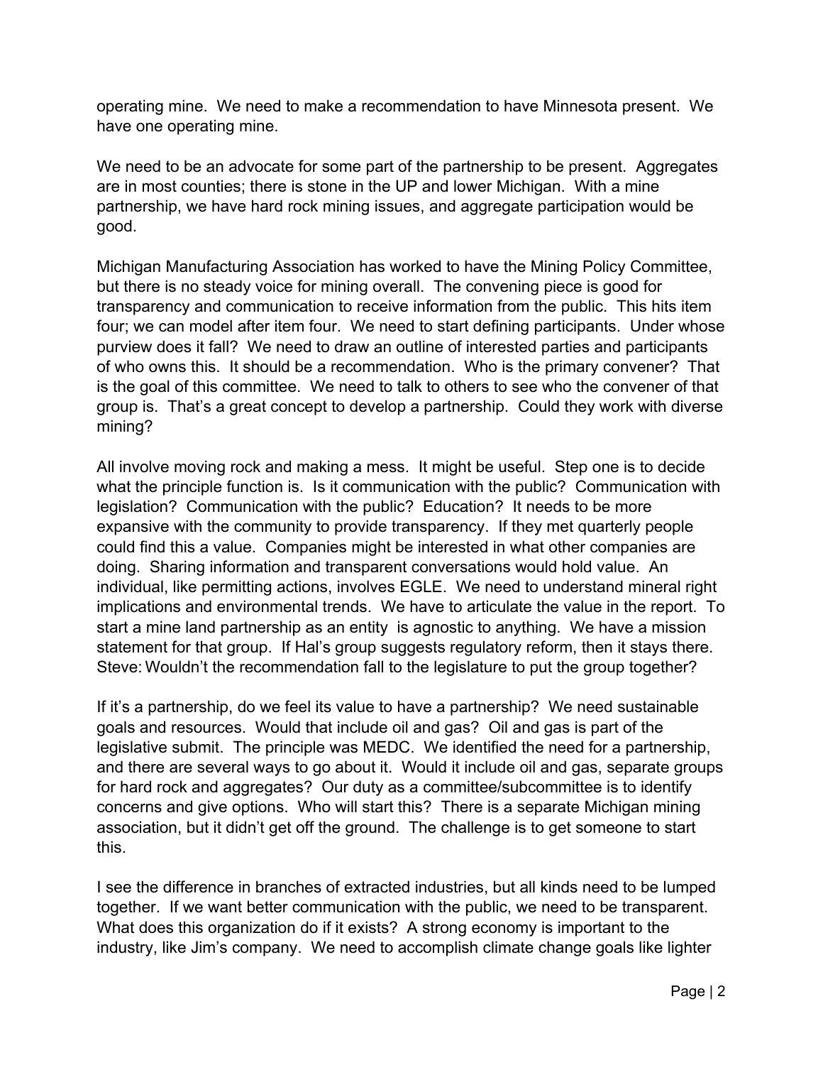operating mine. We need to make a recommendation to have Minnesota present. We have one operating mine.

We need to be an advocate for some part of the partnership to be present. Aggregates are in most counties; there is stone in the UP and lower Michigan. With a mine partnership, we have hard rock mining issues, and aggregate participation would be good.

Michigan Manufacturing Association has worked to have the Mining Policy Committee, but there is no steady voice for mining overall. The convening piece is good for transparency and communication to receive information from the public. This hits item four; we can model after item four. We need to start defining participants. Under whose purview does it fall? We need to draw an outline of interested parties and participants of who owns this. It should be a recommendation. Who is the primary convener? That is the goal of this committee. We need to talk to others to see who the convener of that group is. That's a great concept to develop a partnership. Could they work with diverse mining?

All involve moving rock and making a mess. It might be useful. Step one is to decide what the principle function is. Is it communication with the public? Communication with legislation? Communication with the public? Education? It needs to be more expansive with the community to provide transparency. If they met quarterly people could find this a value. Companies might be interested in what other companies are doing. Sharing information and transparent conversations would hold value. An individual, like permitting actions, involves EGLE. We need to understand mineral right implications and environmental trends. We have to articulate the value in the report. To start a mine land partnership as an entity is agnostic to anything. We have a mission statement for that group. If Hal's group suggests regulatory reform, then it stays there. Steve: Wouldn't the recommendation fall to the legislature to put the group together?

If it's a partnership, do we feel its value to have a partnership? We need sustainable goals and resources. Would that include oil and gas? Oil and gas is part of the legislative submit. The principle was MEDC. We identified the need for a partnership, and there are several ways to go about it. Would it include oil and gas, separate groups for hard rock and aggregates? Our duty as a committee/subcommittee is to identify concerns and give options. Who will start this? There is a separate Michigan mining association, but it didn't get off the ground. The challenge is to get someone to start this.

I see the difference in branches of extracted industries, but all kinds need to be lumped together. If we want better communication with the public, we need to be transparent. What does this organization do if it exists? A strong economy is important to the industry, like Jim's company. We need to accomplish climate change goals like lighter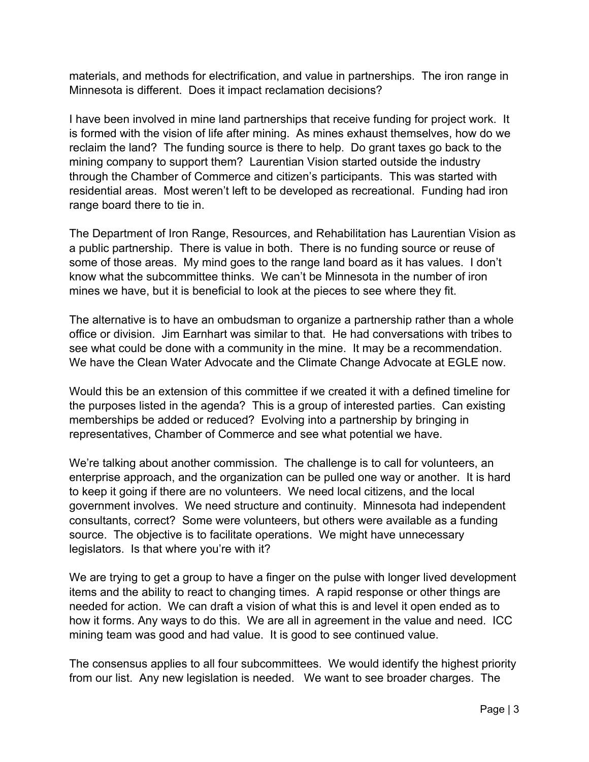materials, and methods for electrification, and value in partnerships. The iron range in Minnesota is different. Does it impact reclamation decisions?

I have been involved in mine land partnerships that receive funding for project work. It is formed with the vision of life after mining. As mines exhaust themselves, how do we reclaim the land? The funding source is there to help. Do grant taxes go back to the mining company to support them? Laurentian Vision started outside the industry through the Chamber of Commerce and citizen's participants. This was started with residential areas. Most weren't left to be developed as recreational. Funding had iron range board there to tie in.

The Department of Iron Range, Resources, and Rehabilitation has Laurentian Vision as a public partnership. There is value in both. There is no funding source or reuse of some of those areas. My mind goes to the range land board as it has values. I don't know what the subcommittee thinks. We can't be Minnesota in the number of iron mines we have, but it is beneficial to look at the pieces to see where they fit.

The alternative is to have an ombudsman to organize a partnership rather than a whole office or division. Jim Earnhart was similar to that. He had conversations with tribes to see what could be done with a community in the mine. It may be a recommendation. We have the Clean Water Advocate and the Climate Change Advocate at EGLE now.

Would this be an extension of this committee if we created it with a defined timeline for the purposes listed in the agenda? This is a group of interested parties. Can existing memberships be added or reduced? Evolving into a partnership by bringing in representatives, Chamber of Commerce and see what potential we have.

We're talking about another commission. The challenge is to call for volunteers, an enterprise approach, and the organization can be pulled one way or another. It is hard to keep it going if there are no volunteers. We need local citizens, and the local government involves. We need structure and continuity. Minnesota had independent consultants, correct? Some were volunteers, but others were available as a funding source. The objective is to facilitate operations. We might have unnecessary legislators. Is that where you're with it?

We are trying to get a group to have a finger on the pulse with longer lived development items and the ability to react to changing times. A rapid response or other things are needed for action. We can draft a vision of what this is and level it open ended as to how it forms. Any ways to do this. We are all in agreement in the value and need. ICC mining team was good and had value. It is good to see continued value.

The consensus applies to all four subcommittees. We would identify the highest priority from our list. Any new legislation is needed. We want to see broader charges. The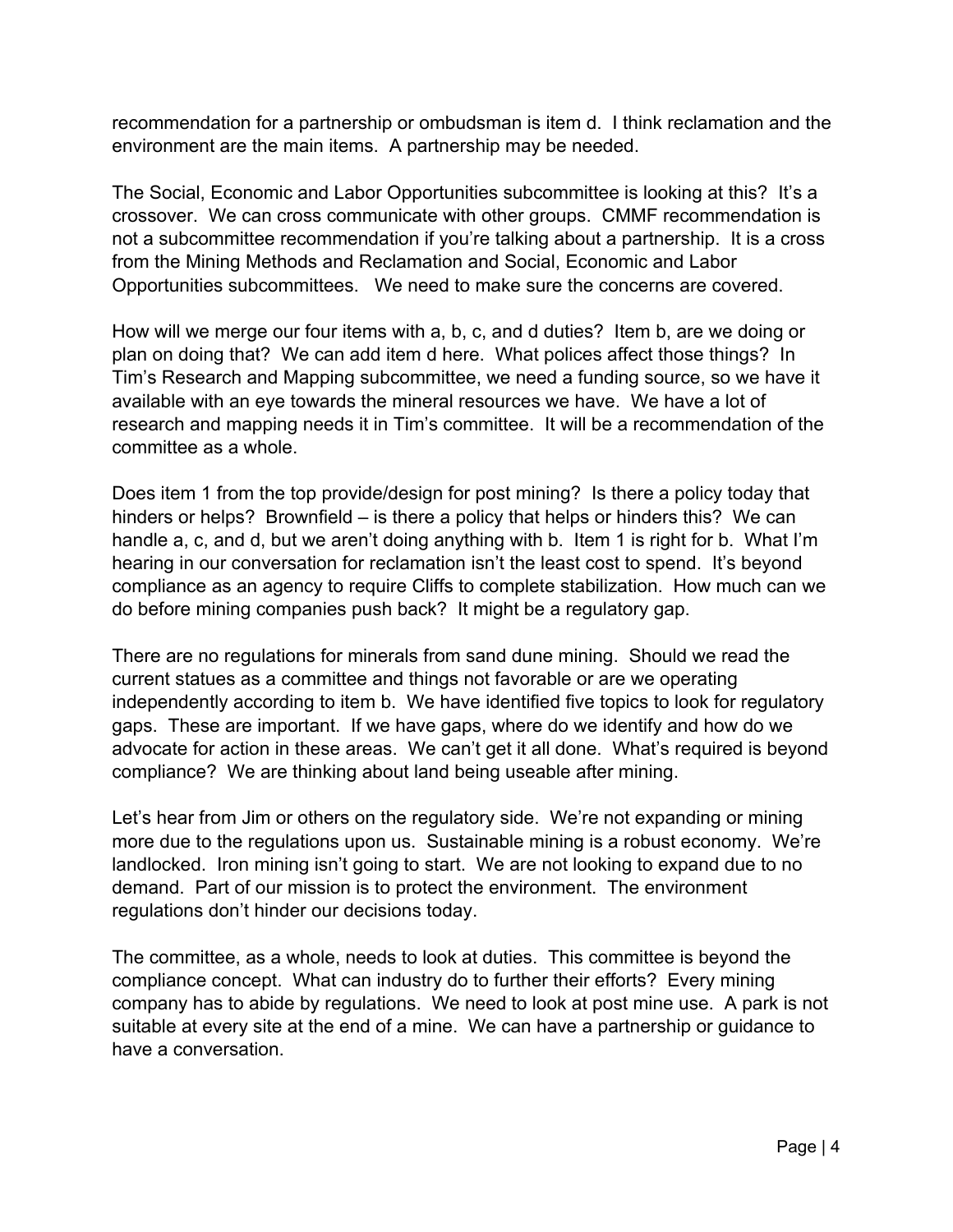recommendation for a partnership or ombudsman is item d. I think reclamation and the environment are the main items. A partnership may be needed.

The Social, Economic and Labor Opportunities subcommittee is looking at this? It's a crossover. We can cross communicate with other groups. CMMF recommendation is not a subcommittee recommendation if you're talking about a partnership. It is a cross from the Mining Methods and Reclamation and Social, Economic and Labor Opportunities subcommittees. We need to make sure the concerns are covered.

How will we merge our four items with a, b, c, and d duties? Item b, are we doing or plan on doing that? We can add item d here. What polices affect those things? In Tim's Research and Mapping subcommittee, we need a funding source, so we have it available with an eye towards the mineral resources we have. We have a lot of research and mapping needs it in Tim's committee. It will be a recommendation of the committee as a whole.

Does item 1 from the top provide/design for post mining? Is there a policy today that hinders or helps? Brownfield – is there a policy that helps or hinders this? We can handle a, c, and d, but we aren't doing anything with b. Item 1 is right for b. What I'm hearing in our conversation for reclamation isn't the least cost to spend. It's beyond compliance as an agency to require Cliffs to complete stabilization. How much can we do before mining companies push back? It might be a regulatory gap.

There are no regulations for minerals from sand dune mining. Should we read the current statues as a committee and things not favorable or are we operating independently according to item b. We have identified five topics to look for regulatory gaps. These are important. If we have gaps, where do we identify and how do we advocate for action in these areas. We can't get it all done. What's required is beyond compliance? We are thinking about land being useable after mining.

Let's hear from Jim or others on the regulatory side. We're not expanding or mining more due to the regulations upon us. Sustainable mining is a robust economy. We're landlocked. Iron mining isn't going to start. We are not looking to expand due to no demand. Part of our mission is to protect the environment. The environment regulations don't hinder our decisions today.

The committee, as a whole, needs to look at duties. This committee is beyond the compliance concept. What can industry do to further their efforts? Every mining company has to abide by regulations. We need to look at post mine use. A park is not suitable at every site at the end of a mine. We can have a partnership or guidance to have a conversation.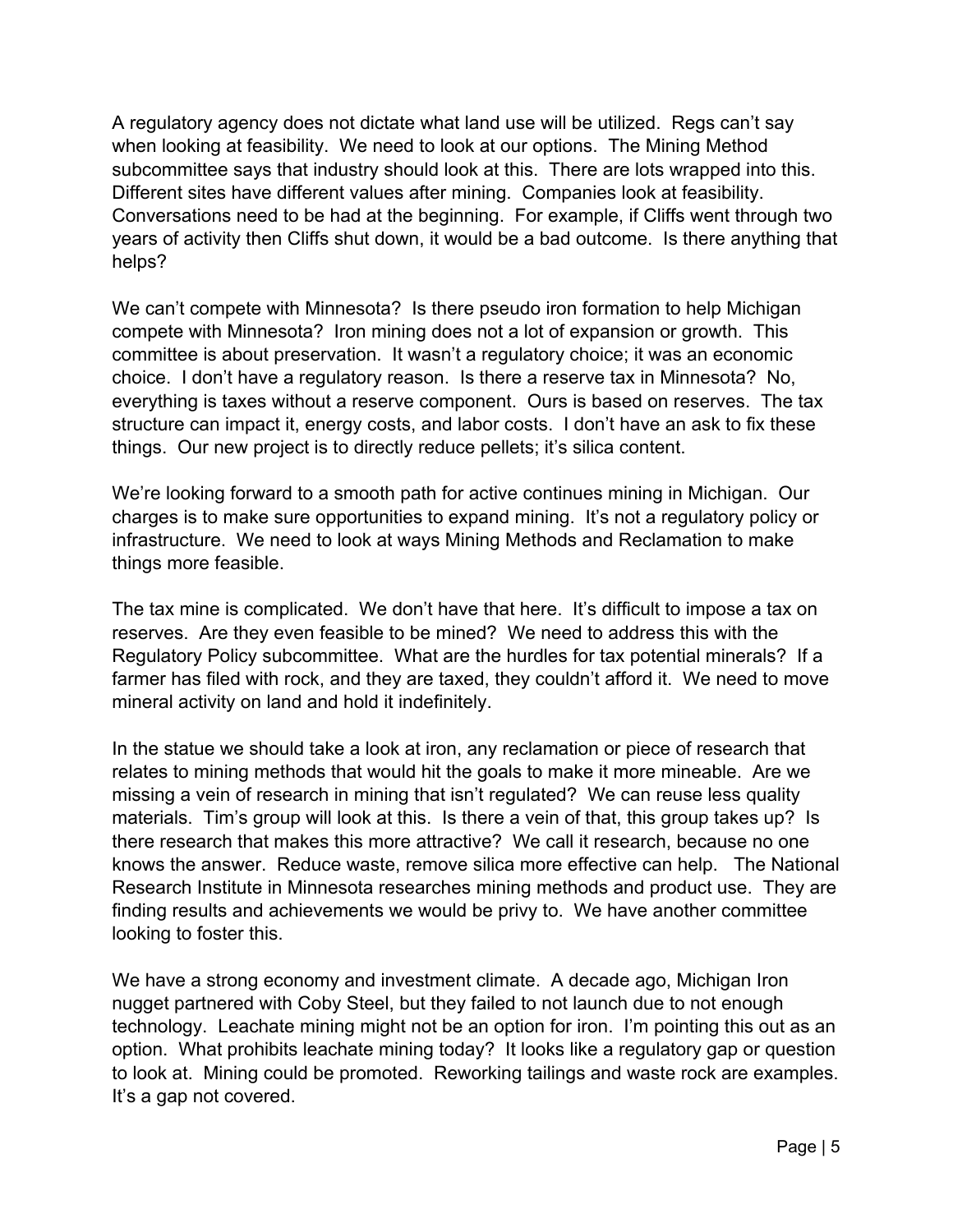A regulatory agency does not dictate what land use will be utilized. Regs can't say when looking at feasibility. We need to look at our options. The Mining Method subcommittee says that industry should look at this. There are lots wrapped into this. Different sites have different values after mining. Companies look at feasibility. Conversations need to be had at the beginning. For example, if Cliffs went through two years of activity then Cliffs shut down, it would be a bad outcome. Is there anything that helps?

We can't compete with Minnesota? Is there pseudo iron formation to help Michigan compete with Minnesota? Iron mining does not a lot of expansion or growth. This committee is about preservation. It wasn't a regulatory choice; it was an economic choice. I don't have a regulatory reason. Is there a reserve tax in Minnesota? No, everything is taxes without a reserve component. Ours is based on reserves. The tax structure can impact it, energy costs, and labor costs. I don't have an ask to fix these things. Our new project is to directly reduce pellets; it's silica content.

We're looking forward to a smooth path for active continues mining in Michigan. Our charges is to make sure opportunities to expand mining. It's not a regulatory policy or infrastructure. We need to look at ways Mining Methods and Reclamation to make things more feasible.

The tax mine is complicated. We don't have that here. It's difficult to impose a tax on reserves. Are they even feasible to be mined? We need to address this with the Regulatory Policy subcommittee. What are the hurdles for tax potential minerals? If a farmer has filed with rock, and they are taxed, they couldn't afford it. We need to move mineral activity on land and hold it indefinitely.

In the statue we should take a look at iron, any reclamation or piece of research that relates to mining methods that would hit the goals to make it more mineable. Are we missing a vein of research in mining that isn't regulated? We can reuse less quality materials. Tim's group will look at this. Is there a vein of that, this group takes up? Is there research that makes this more attractive? We call it research, because no one knows the answer. Reduce waste, remove silica more effective can help. The National Research Institute in Minnesota researches mining methods and product use. They are finding results and achievements we would be privy to. We have another committee looking to foster this.

We have a strong economy and investment climate. A decade ago, Michigan Iron nugget partnered with Coby Steel, but they failed to not launch due to not enough technology. Leachate mining might not be an option for iron. I'm pointing this out as an option. What prohibits leachate mining today? It looks like a regulatory gap or question to look at. Mining could be promoted. Reworking tailings and waste rock are examples. It's a gap not covered.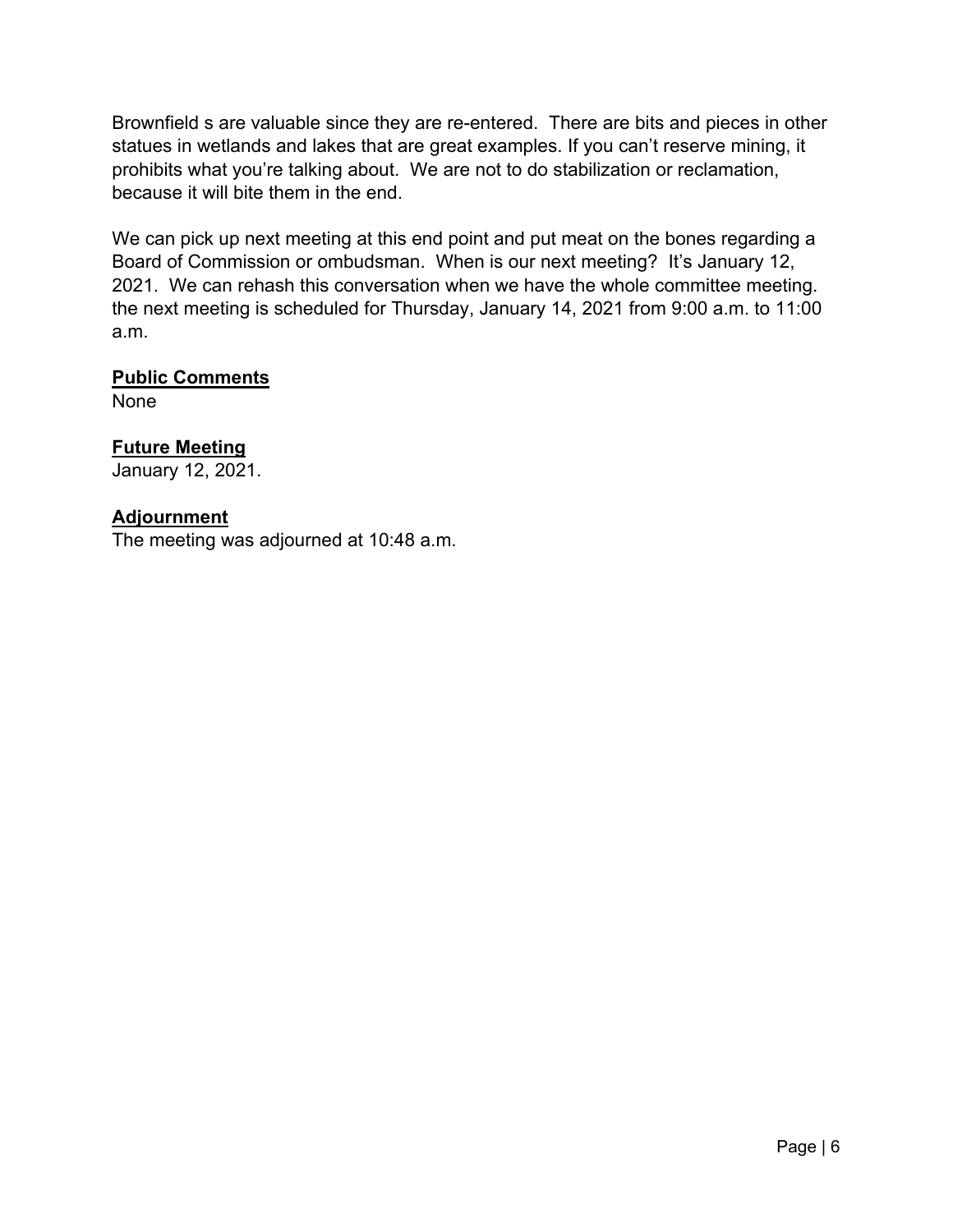Brownfield s are valuable since they are re-entered. There are bits and pieces in other statues in wetlands and lakes that are great examples. If you can't reserve mining, it prohibits what you're talking about. We are not to do stabilization or reclamation, because it will bite them in the end.

We can pick up next meeting at this end point and put meat on the bones regarding a Board of Commission or ombudsman. When is our next meeting? It's January 12, 2021. We can rehash this conversation when we have the whole committee meeting. the next meeting is scheduled for Thursday, January 14, 2021 from 9:00 a.m. to 11:00 a.m.

**Public Comments**

None

**Future Meeting**

January 12, 2021.

**Adjournment**

The meeting was adjourned at 10:48 a.m.